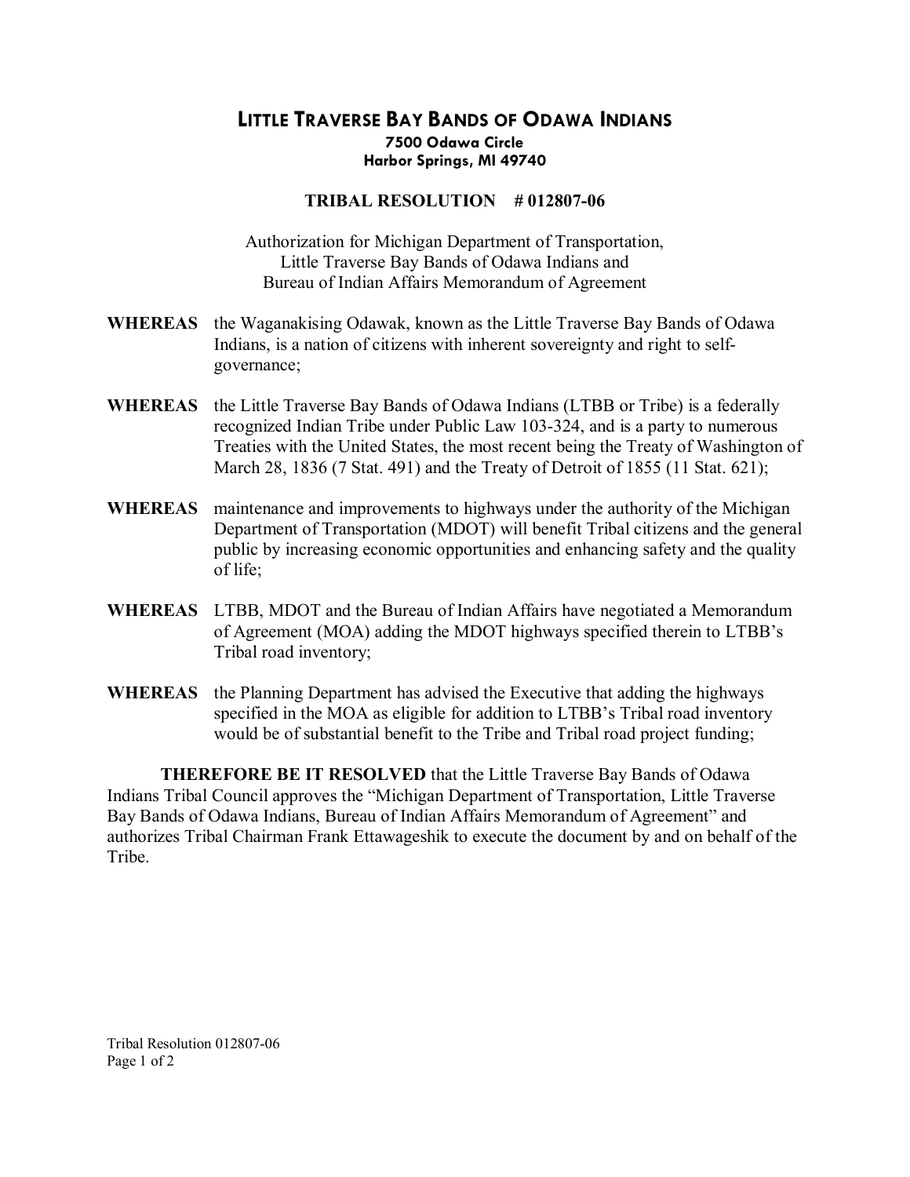# LITTLE TRAVERSE BAY BANDS OF ODAWA INDIANS

**7500 Odawa Circle**
**Harbor Springs, MI 49740**

## TRIBAL RESOLUTION # 012807-06

Authorization for Michigan Department of Transportation,
Little Traverse Bay Bands of Odawa Indians and
Bureau of Indian Affairs Memorandum of Agreement

**WHEREAS** the Waganakising Odawak, known as the Little Traverse Bay Bands of Odawa Indians, is a nation of citizens with inherent sovereignty and right to self-governance;

**WHEREAS** the Little Traverse Bay Bands of Odawa Indians (LTBB or Tribe) is a federally recognized Indian Tribe under Public Law 103-324, and is a party to numerous Treaties with the United States, the most recent being the Treaty of Washington of March 28, 1836 (7 Stat. 491) and the Treaty of Detroit of 1855 (11 Stat. 621);

**WHEREAS** maintenance and improvements to highways under the authority of the Michigan Department of Transportation (MDOT) will benefit Tribal citizens and the general public by increasing economic opportunities and enhancing safety and the quality of life;

**WHEREAS** LTBB, MDOT and the Bureau of Indian Affairs have negotiated a Memorandum of Agreement (MOA) adding the MDOT highways specified therein to LTBB's Tribal road inventory;

**WHEREAS** the Planning Department has advised the Executive that adding the highways specified in the MOA as eligible for addition to LTBB's Tribal road inventory would be of substantial benefit to the Tribe and Tribal road project funding;

**THEREFORE BE IT RESOLVED** that the Little Traverse Bay Bands of Odawa Indians Tribal Council approves the "Michigan Department of Transportation, Little Traverse Bay Bands of Odawa Indians, Bureau of Indian Affairs Memorandum of Agreement" and authorizes Tribal Chairman Frank Ettawageshik to execute the document by and on behalf of the Tribe.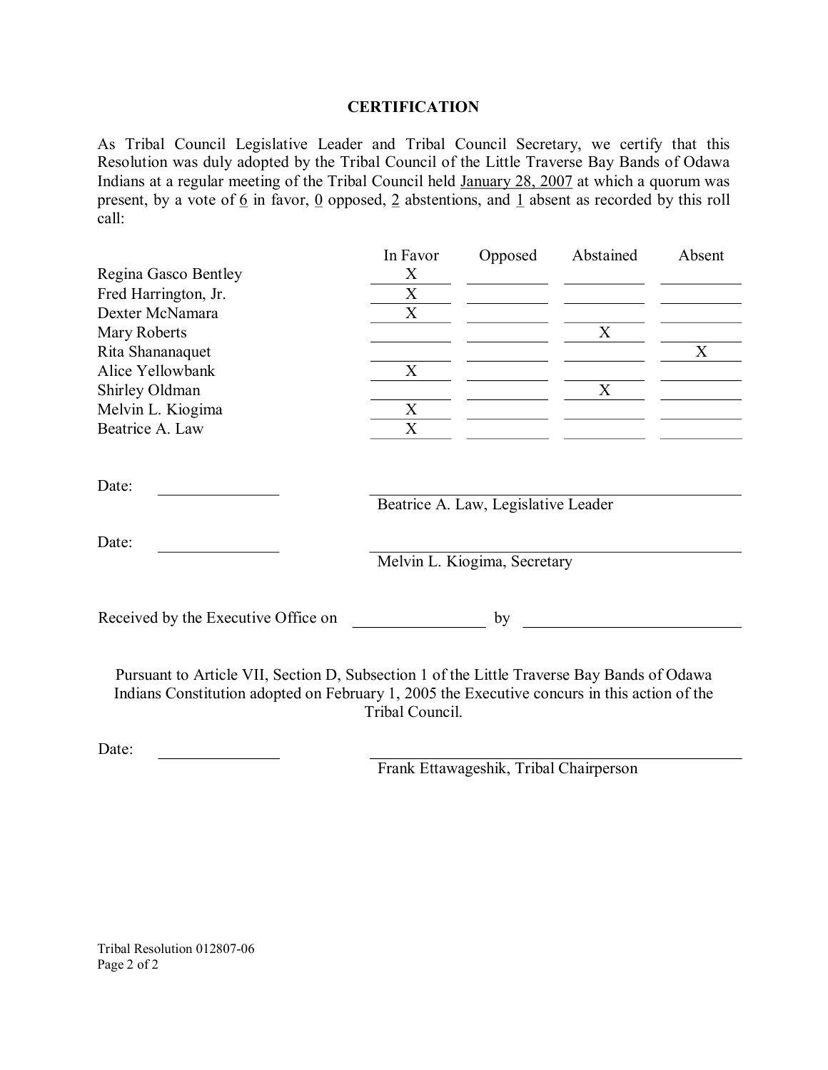## CERTIFICATION

As Tribal Council Legislative Leader and Tribal Council Secretary, we certify that this Resolution was duly adopted by the Tribal Council of the Little Traverse Bay Bands of Odawa Indians at a regular meeting of the Tribal Council held January 28, 2007 at which a quorum was present, by a vote of 6 in favor, 0 opposed, 2 abstentions, and 1 absent as recorded by this roll call:

| | In Favor | Opposed | Abstained | Absent |
|---|---|---|---|---|
| Regina Gasco Bentley | X | | | |
| Fred Harrington, Jr. | X | | | |
| Dexter McNamara | X | | | |
| Mary Roberts | | | X | |
| Rita Shananaquet | | | | X |
| Alice Yellowbank | X | | | |
| Shirley Oldman | | | X | |
| Melvin L. Kiogima | X | | | |
| Beatrice A. Law | X | | | |

Date: _______________ _______________________________________

Beatrice A. Law, Legislative Leader

Date: _______________ _______________________________________

Melvin L. Kiogima, Secretary

Received by the Executive Office on _______________ by _______________________

Pursuant to Article VII, Section D, Subsection 1 of the Little Traverse Bay Bands of Odawa Indians Constitution adopted on February 1, 2005 the Executive concurs in this action of the Tribal Council.

Date: _______________ _______________________________________

Frank Ettawageshik, Tribal Chairperson

Tribal Resolution 012807-06